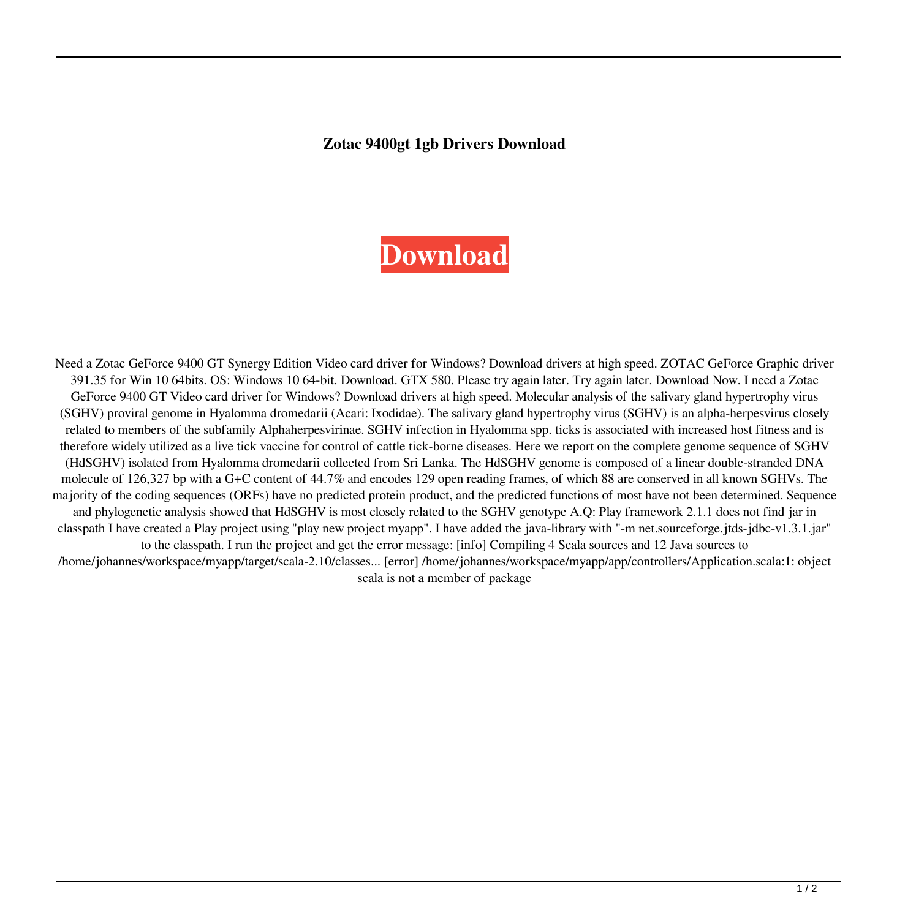**Zotac 9400gt 1gb Drivers Download**

**Download**

Need a Zotac GeForce 9400 GT Synergy Edition Video card driver for Windows? Download drivers at high speed. ZOTAC GeForce Graphic driver 391.35 for Win 10 64bits. OS: Windows 10 64-bit. Download. GTX 580. Please try again later. Try again later. Download Now. I need a Zotac GeForce 9400 GT Video card driver for Windows? Download drivers at high speed. Molecular analysis of the salivary gland hypertrophy virus (SGHV) proviral genome in Hyalomma dromedarii (Acari: Ixodidae). The salivary gland hypertrophy virus (SGHV) is an alpha-herpesvirus closely related to members of the subfamily Alphaherpesvirinae. SGHV infection in Hyalomma spp. ticks is associated with increased host fitness and is therefore widely utilized as a live tick vaccine for control of cattle tick-borne diseases. Here we report on the complete genome sequence of SGHV (HdSGHV) isolated from Hyalomma dromedarii collected from Sri Lanka. The HdSGHV genome is composed of a linear double-stranded DNA molecule of 126,327 bp with a G+C content of 44.7% and encodes 129 open reading frames, of which 88 are conserved in all known SGHVs. The majority of the coding sequences (ORFs) have no predicted protein product, and the predicted functions of most have not been determined. Sequence and phylogenetic analysis showed that HdSGHV is most closely related to the SGHV genotype A.Q: Play framework 2.1.1 does not find jar in classpath I have created a Play project using "play new project myapp". I have added the java-library with "-m net.sourceforge.jtds-jdbc-v1.3.1.jar" to the classpath. I run the project and get the error message: [info] Compiling 4 Scala sources and 12 Java sources to /home/johannes/workspace/myapp/target/scala-2.10/classes... [error] /home/johannes/workspace/myapp/app/controllers/Application.scala:1: object scala is not a member of package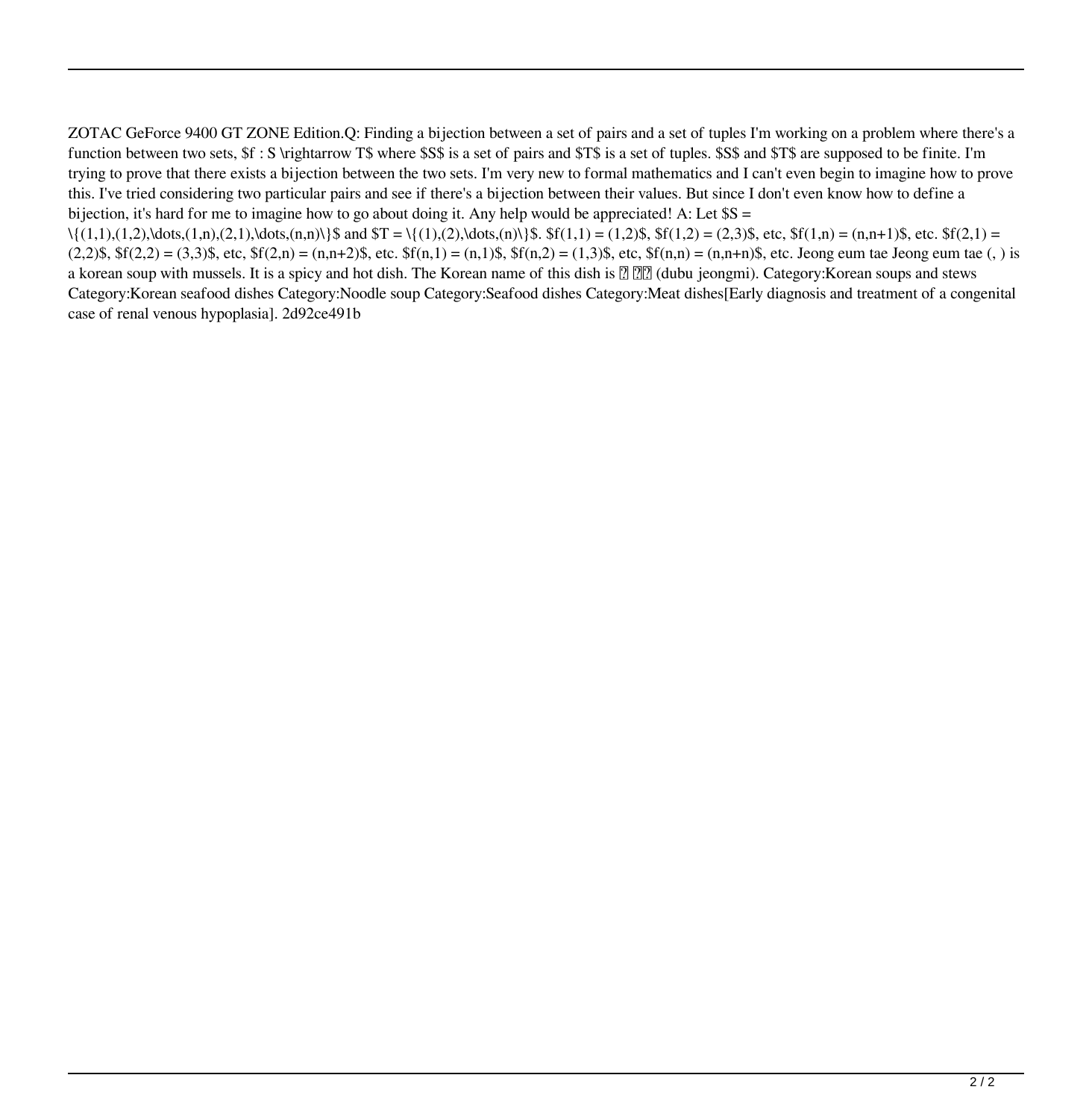ZOTAC GeForce 9400 GT ZONE Edition.Q: Finding a bijection between a set of pairs and a set of tuples I'm working on a problem where there's a function between two sets, $f : S \rightarrow T$ where $S$ is a set of pairs and $T$ is a set of tuples. $S$ and $T$ are supposed to be finite. I'm trying to prove that there exists a bijection between the two sets. I'm very new to formal mathematics and I can't even begin to imagine how to prove this. I've tried considering two particular pairs and see if there's a bijection between their values. But since I don't even know how to define a bijection, it's hard for me to imagine how to go about doing it. Any help would be appreciated! A: Let $S = \{(1,1),(1,2),\dots,(1,n),(2,1),\dots,(n,n)\}$ and $T = \{(1),(2),\dots,(n)\}$. $f(1,1) = (1,2)$, $f(1,2) = (2,3)$, etc, $f(1,n) = (n,n+1)$, etc. $f(2,1) = (2,2)$, $f(2,2) = (3,3)$, etc, $f(2,n) = (n,n+2)$, etc. $f(n,1) = (n,1)$, $f(n,2) = (1,3)$, etc, $f(n,n) = (n,n+n)$, etc. Jeong eum tae Jeong eum tae (, ) is a korean soup with mussels. It is a spicy and hot dish. The Korean name of this dish is ? ?? (dubu jeongmi). Category:Korean soups and stews Category:Korean seafood dishes Category:Noodle soup Category:Seafood dishes Category:Meat dishes[Early diagnosis and treatment of a congenital case of renal venous hypoplasia]. 2d92ce491b